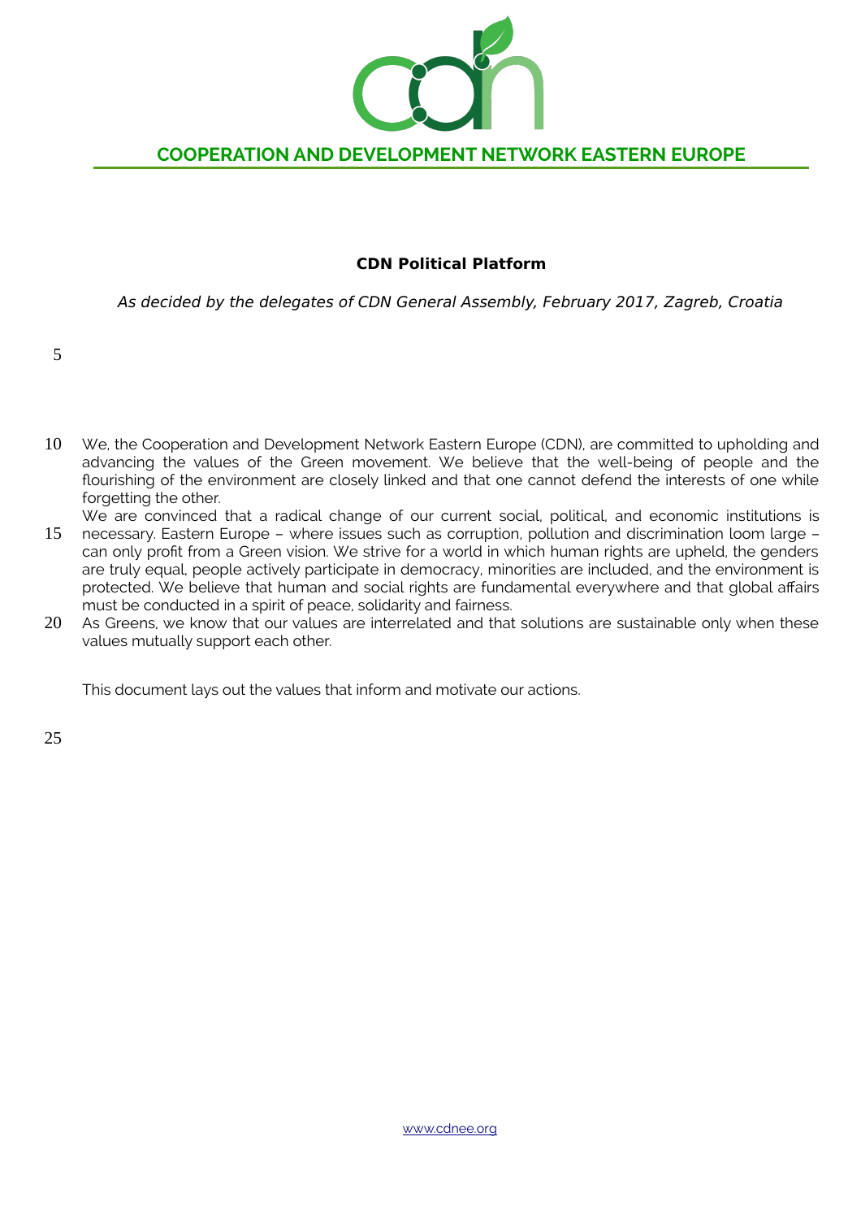COOPERATION AND DEVELOPMENT NETWORK EASTERN EUROPE

# CDN Political Platform

*As decided by the delegates of CDN General Assembly, February 2017, Zagreb, Croatia*

We, the Cooperation and Development Network Eastern Europe (CDN), are committed to upholding and advancing the values of the Green movement. We believe that the well-being of people and the flourishing of the environment are closely linked and that one cannot defend the interests of one while forgetting the other.

We are convinced that a radical change of our current social, political, and economic institutions is necessary. Eastern Europe – where issues such as corruption, pollution and discrimination loom large – can only profit from a Green vision. We strive for a world in which human rights are upheld, the genders are truly equal, people actively participate in democracy, minorities are included, and the environment is protected. We believe that human and social rights are fundamental everywhere and that global affairs must be conducted in a spirit of peace, solidarity and fairness.

As Greens, we know that our values are interrelated and that solutions are sustainable only when these values mutually support each other.

This document lays out the values that inform and motivate our actions.

www.cdnee.org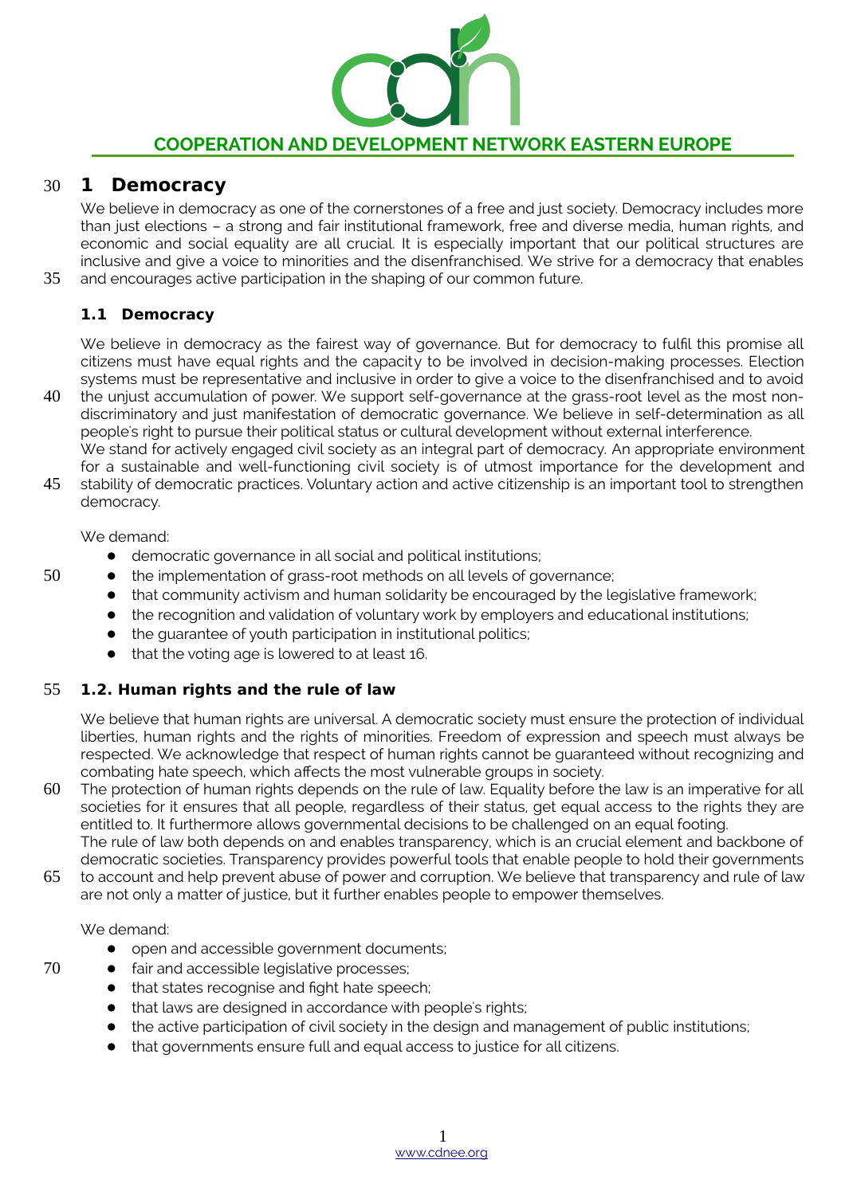# 1 Democracy

We believe in democracy as one of the cornerstones of a free and just society. Democracy includes more than just elections – a strong and fair institutional framework, free and diverse media, human rights, and economic and social equality are all crucial. It is especially important that our political structures are inclusive and give a voice to minorities and the disenfranchised. We strive for a democracy that enables and encourages active participation in the shaping of our common future.

## 1.1 Democracy

We believe in democracy as the fairest way of governance. But for democracy to fulfil this promise all citizens must have equal rights and the capacity to be involved in decision-making processes. Election systems must be representative and inclusive in order to give a voice to the disenfranchised and to avoid the unjust accumulation of power. We support self-governance at the grass-root level as the most non-discriminatory and just manifestation of democratic governance. We believe in self-determination as all people's right to pursue their political status or cultural development without external interference.
We stand for actively engaged civil society as an integral part of democracy. An appropriate environment for a sustainable and well-functioning civil society is of utmost importance for the development and stability of democratic practices. Voluntary action and active citizenship is an important tool to strengthen democracy.

We demand:

- democratic governance in all social and political institutions;
- the implementation of grass-root methods on all levels of governance;
- that community activism and human solidarity be encouraged by the legislative framework;
- the recognition and validation of voluntary work by employers and educational institutions;
- the guarantee of youth participation in institutional politics;
- that the voting age is lowered to at least 16.

## 1.2. Human rights and the rule of law

We believe that human rights are universal. A democratic society must ensure the protection of individual liberties, human rights and the rights of minorities. Freedom of expression and speech must always be respected. We acknowledge that respect of human rights cannot be guaranteed without recognizing and combating hate speech, which affects the most vulnerable groups in society.
The protection of human rights depends on the rule of law. Equality before the law is an imperative for all societies for it ensures that all people, regardless of their status, get equal access to the rights they are entitled to. It furthermore allows governmental decisions to be challenged on an equal footing.
The rule of law both depends on and enables transparency, which is an crucial element and backbone of democratic societies. Transparency provides powerful tools that enable people to hold their governments to account and help prevent abuse of power and corruption. We believe that transparency and rule of law are not only a matter of justice, but it further enables people to empower themselves.

We demand:

- open and accessible government documents;
- fair and accessible legislative processes;
- that states recognise and fight hate speech;
- that laws are designed in accordance with people's rights;
- the active participation of civil society in the design and management of public institutions;
- that governments ensure full and equal access to justice for all citizens.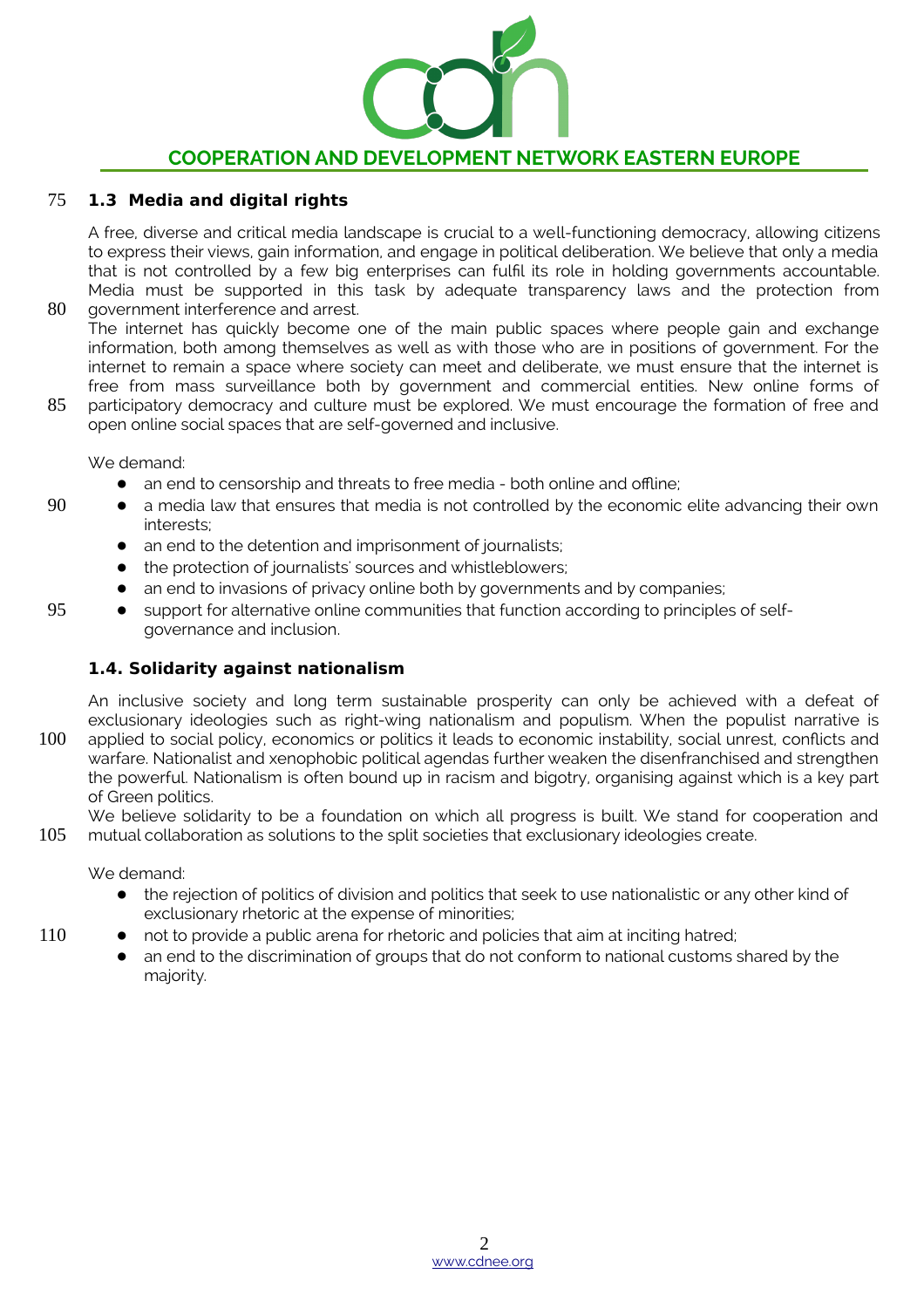## 1.3 Media and digital rights

A free, diverse and critical media landscape is crucial to a well-functioning democracy, allowing citizens to express their views, gain information, and engage in political deliberation. We believe that only a media that is not controlled by a few big enterprises can fulfil its role in holding governments accountable. Media must be supported in this task by adequate transparency laws and the protection from government interference and arrest.
The internet has quickly become one of the main public spaces where people gain and exchange information, both among themselves as well as with those who are in positions of government. For the internet to remain a space where society can meet and deliberate, we must ensure that the internet is free from mass surveillance both by government and commercial entities. New online forms of participatory democracy and culture must be explored. We must encourage the formation of free and open online social spaces that are self-governed and inclusive.

We demand:

- an end to censorship and threats to free media - both online and offline;
- a media law that ensures that media is not controlled by the economic elite advancing their own interests;
- an end to the detention and imprisonment of journalists;
- the protection of journalists' sources and whistleblowers;
- an end to invasions of privacy online both by governments and by companies;
- support for alternative online communities that function according to principles of self-governance and inclusion.

## 1.4. Solidarity against nationalism

An inclusive society and long term sustainable prosperity can only be achieved with a defeat of exclusionary ideologies such as right-wing nationalism and populism. When the populist narrative is applied to social policy, economics or politics it leads to economic instability, social unrest, conflicts and warfare. Nationalist and xenophobic political agendas further weaken the disenfranchised and strengthen the powerful. Nationalism is often bound up in racism and bigotry, organising against which is a key part of Green politics.
We believe solidarity to be a foundation on which all progress is built. We stand for cooperation and mutual collaboration as solutions to the split societies that exclusionary ideologies create.

We demand:

- the rejection of politics of division and politics that seek to use nationalistic or any other kind of exclusionary rhetoric at the expense of minorities;
- not to provide a public arena for rhetoric and policies that aim at inciting hatred;
- an end to the discrimination of groups that do not conform to national customs shared by the majority.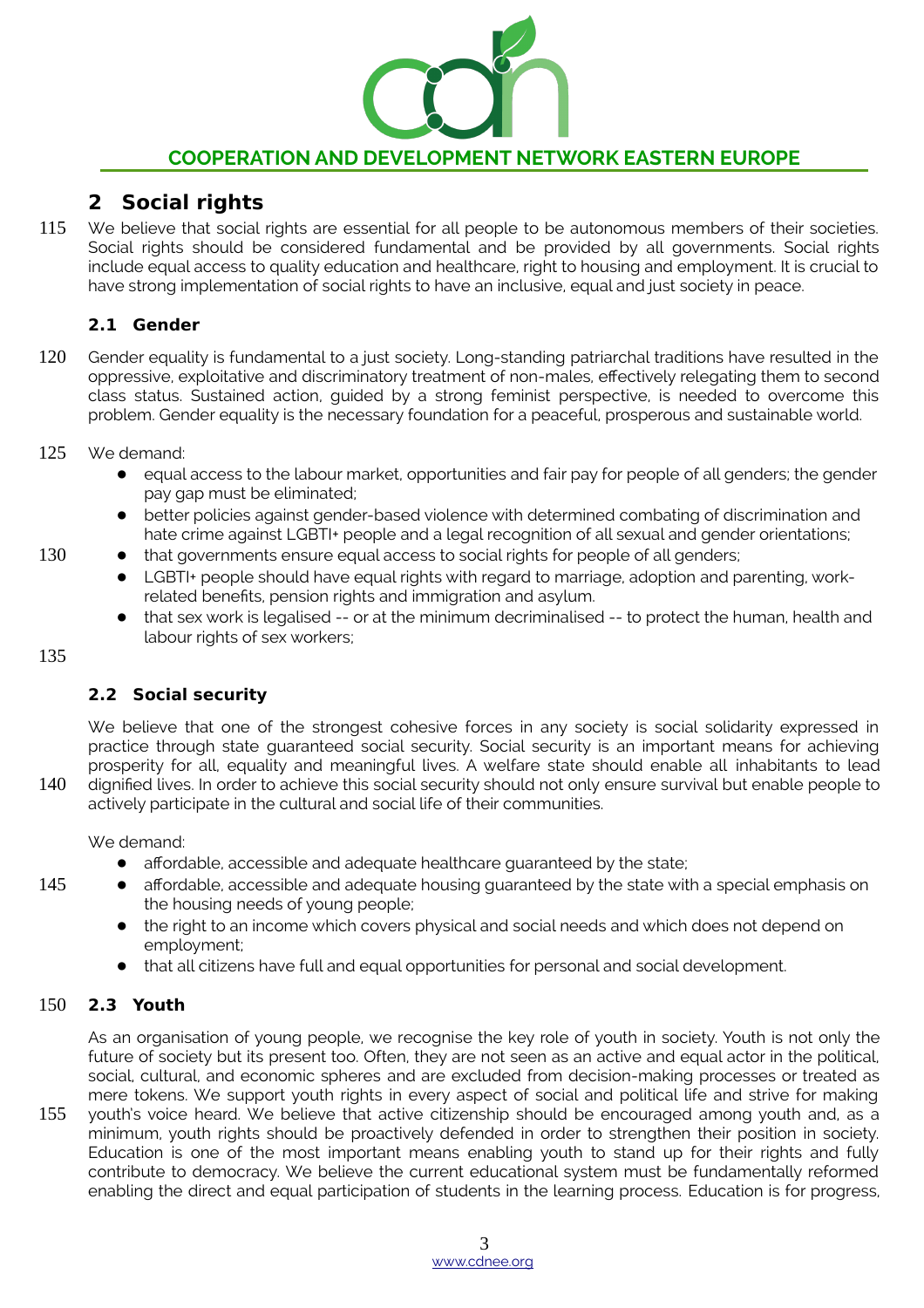## 2 Social rights

We believe that social rights are essential for all people to be autonomous members of their societies. Social rights should be considered fundamental and be provided by all governments. Social rights include equal access to quality education and healthcare, right to housing and employment. It is crucial to have strong implementation of social rights to have an inclusive, equal and just society in peace.

### 2.1 Gender

Gender equality is fundamental to a just society. Long-standing patriarchal traditions have resulted in the oppressive, exploitative and discriminatory treatment of non-males, effectively relegating them to second class status. Sustained action, guided by a strong feminist perspective, is needed to overcome this problem. Gender equality is the necessary foundation for a peaceful, prosperous and sustainable world.

We demand:

- equal access to the labour market, opportunities and fair pay for people of all genders; the gender pay gap must be eliminated;
- better policies against gender-based violence with determined combating of discrimination and hate crime against LGBTI+ people and a legal recognition of all sexual and gender orientations;
- that governments ensure equal access to social rights for people of all genders;
- LGBTI+ people should have equal rights with regard to marriage, adoption and parenting, work-related benefits, pension rights and immigration and asylum.
- that sex work is legalised -- or at the minimum decriminalised -- to protect the human, health and labour rights of sex workers;

### 2.2 Social security

We believe that one of the strongest cohesive forces in any society is social solidarity expressed in practice through state guaranteed social security. Social security is an important means for achieving prosperity for all, equality and meaningful lives. A welfare state should enable all inhabitants to lead dignified lives. In order to achieve this social security should not only ensure survival but enable people to actively participate in the cultural and social life of their communities.

We demand:

- affordable, accessible and adequate healthcare guaranteed by the state;
- affordable, accessible and adequate housing guaranteed by the state with a special emphasis on the housing needs of young people;
- the right to an income which covers physical and social needs and which does not depend on employment;
- that all citizens have full and equal opportunities for personal and social development.

### 2.3 Youth

As an organisation of young people, we recognise the key role of youth in society. Youth is not only the future of society but its present too. Often, they are not seen as an active and equal actor in the political, social, cultural, and economic spheres and are excluded from decision-making processes or treated as mere tokens. We support youth rights in every aspect of social and political life and strive for making youth's voice heard. We believe that active citizenship should be encouraged among youth and, as a minimum, youth rights should be proactively defended in order to strengthen their position in society. Education is one of the most important means enabling youth to stand up for their rights and fully contribute to democracy. We believe the current educational system must be fundamentally reformed enabling the direct and equal participation of students in the learning process. Education is for progress,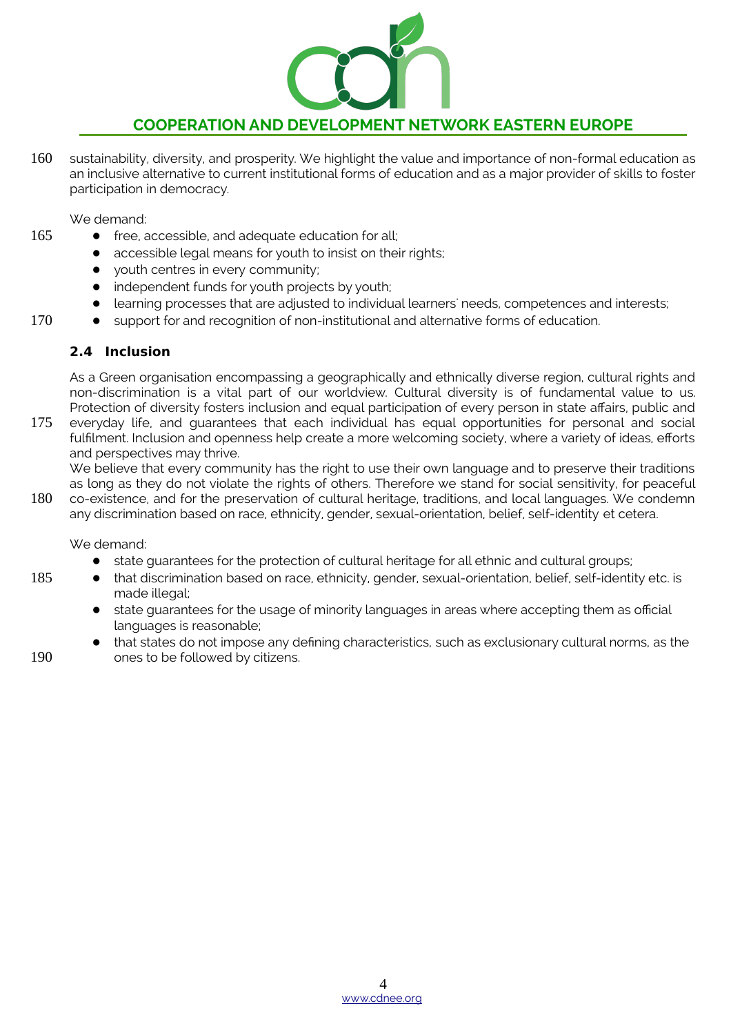sustainability, diversity, and prosperity. We highlight the value and importance of non-formal education as an inclusive alternative to current institutional forms of education and as a major provider of skills to foster participation in democracy.

We demand:

- free, accessible, and adequate education for all;
- accessible legal means for youth to insist on their rights;
- youth centres in every community;
- independent funds for youth projects by youth;
- learning processes that are adjusted to individual learners' needs, competences and interests;
- support for and recognition of non-institutional and alternative forms of education.

### 2.4 Inclusion

As a Green organisation encompassing a geographically and ethnically diverse region, cultural rights and non-discrimination is a vital part of our worldview. Cultural diversity is of fundamental value to us. Protection of diversity fosters inclusion and equal participation of every person in state affairs, public and everyday life, and guarantees that each individual has equal opportunities for personal and social fulfilment. Inclusion and openness help create a more welcoming society, where a variety of ideas, efforts and perspectives may thrive.

We believe that every community has the right to use their own language and to preserve their traditions as long as they do not violate the rights of others. Therefore we stand for social sensitivity, for peaceful co-existence, and for the preservation of cultural heritage, traditions, and local languages. We condemn any discrimination based on race, ethnicity, gender, sexual-orientation, belief, self-identity et cetera.

We demand:

- state guarantees for the protection of cultural heritage for all ethnic and cultural groups;
- that discrimination based on race, ethnicity, gender, sexual-orientation, belief, self-identity etc. is made illegal;
- state guarantees for the usage of minority languages in areas where accepting them as official languages is reasonable;
- that states do not impose any defining characteristics, such as exclusionary cultural norms, as the ones to be followed by citizens.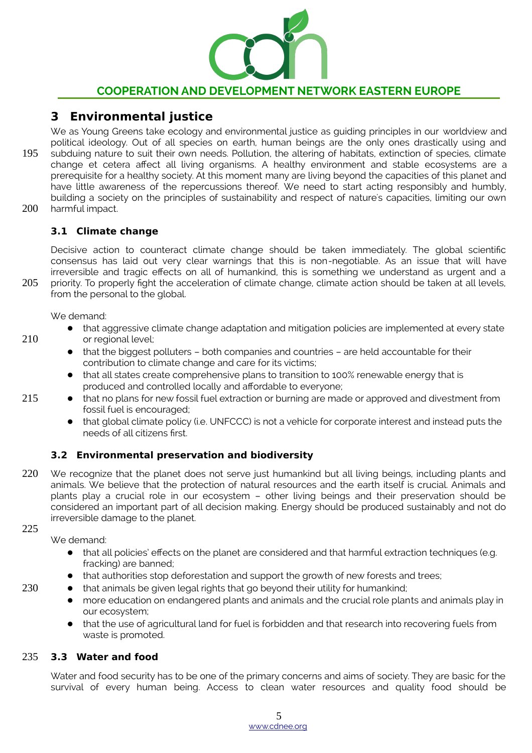## 3 Environmental justice

We as Young Greens take ecology and environmental justice as guiding principles in our worldview and political ideology. Out of all species on earth, human beings are the only ones drastically using and subduing nature to suit their own needs. Pollution, the altering of habitats, extinction of species, climate change et cetera affect all living organisms. A healthy environment and stable ecosystems are a prerequisite for a healthy society. At this moment many are living beyond the capacities of this planet and have little awareness of the repercussions thereof. We need to start acting responsibly and humbly, building a society on the principles of sustainability and respect of nature's capacities, limiting our own harmful impact.

### 3.1 Climate change

Decisive action to counteract climate change should be taken immediately. The global scientific consensus has laid out very clear warnings that this is non-negotiable. As an issue that will have irreversible and tragic effects on all of humankind, this is something we understand as urgent and a priority. To properly fight the acceleration of climate change, climate action should be taken at all levels, from the personal to the global.

We demand:

- that aggressive climate change adaptation and mitigation policies are implemented at every state or regional level;
- that the biggest polluters – both companies and countries – are held accountable for their contribution to climate change and care for its victims;
- that all states create comprehensive plans to transition to 100% renewable energy that is produced and controlled locally and affordable to everyone;
- that no plans for new fossil fuel extraction or burning are made or approved and divestment from fossil fuel is encouraged;
- that global climate policy (i.e. UNFCCC) is not a vehicle for corporate interest and instead puts the needs of all citizens first.

### 3.2 Environmental preservation and biodiversity

We recognize that the planet does not serve just humankind but all living beings, including plants and animals. We believe that the protection of natural resources and the earth itself is crucial. Animals and plants play a crucial role in our ecosystem – other living beings and their preservation should be considered an important part of all decision making. Energy should be produced sustainably and not do irreversible damage to the planet.

We demand:

- that all policies' effects on the planet are considered and that harmful extraction techniques (e.g. fracking) are banned;
- that authorities stop deforestation and support the growth of new forests and trees;
- that animals be given legal rights that go beyond their utility for humankind;
- more education on endangered plants and animals and the crucial role plants and animals play in our ecosystem;
- that the use of agricultural land for fuel is forbidden and that research into recovering fuels from waste is promoted.

### 3.3 Water and food

Water and food security has to be one of the primary concerns and aims of society. They are basic for the survival of every human being. Access to clean water resources and quality food should be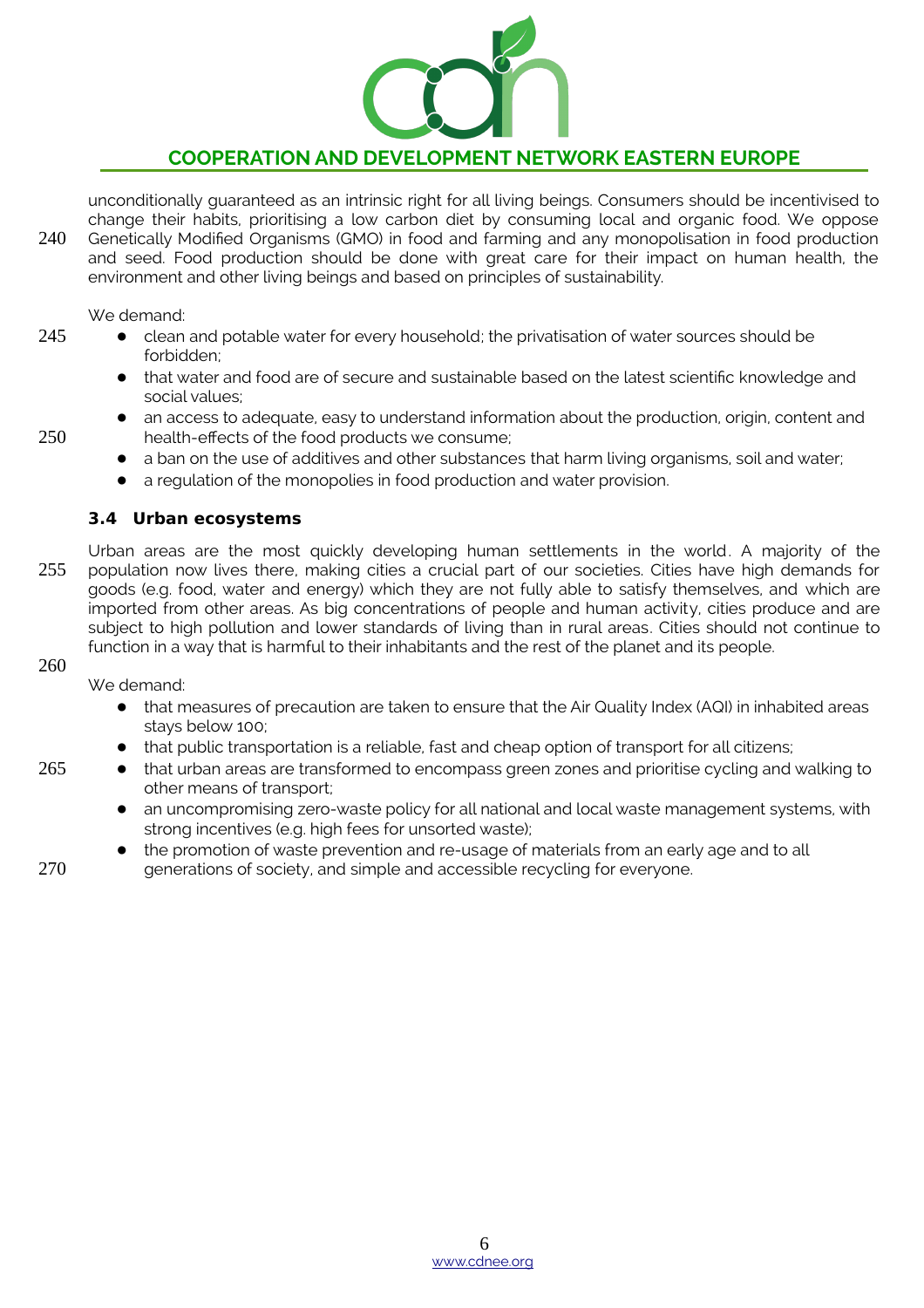unconditionally guaranteed as an intrinsic right for all living beings. Consumers should be incentivised to change their habits, prioritising a low carbon diet by consuming local and organic food. We oppose Genetically Modified Organisms (GMO) in food and farming and any monopolisation in food production and seed. Food production should be done with great care for their impact on human health, the environment and other living beings and based on principles of sustainability.

We demand:

- clean and potable water for every household; the privatisation of water sources should be forbidden;
- that water and food are of secure and sustainable based on the latest scientific knowledge and social values;
- an access to adequate, easy to understand information about the production, origin, content and health-effects of the food products we consume;
- a ban on the use of additives and other substances that harm living organisms, soil and water;
- a regulation of the monopolies in food production and water provision.

### 3.4 Urban ecosystems

Urban areas are the most quickly developing human settlements in the world. A majority of the population now lives there, making cities a crucial part of our societies. Cities have high demands for goods (e.g. food, water and energy) which they are not fully able to satisfy themselves, and which are imported from other areas. As big concentrations of people and human activity, cities produce and are subject to high pollution and lower standards of living than in rural areas. Cities should not continue to function in a way that is harmful to their inhabitants and the rest of the planet and its people.

We demand:

- that measures of precaution are taken to ensure that the Air Quality Index (AQI) in inhabited areas stays below 100;
- that public transportation is a reliable, fast and cheap option of transport for all citizens;
- that urban areas are transformed to encompass green zones and prioritise cycling and walking to other means of transport;
- an uncompromising zero-waste policy for all national and local waste management systems, with strong incentives (e.g. high fees for unsorted waste);
- the promotion of waste prevention and re-usage of materials from an early age and to all generations of society, and simple and accessible recycling for everyone.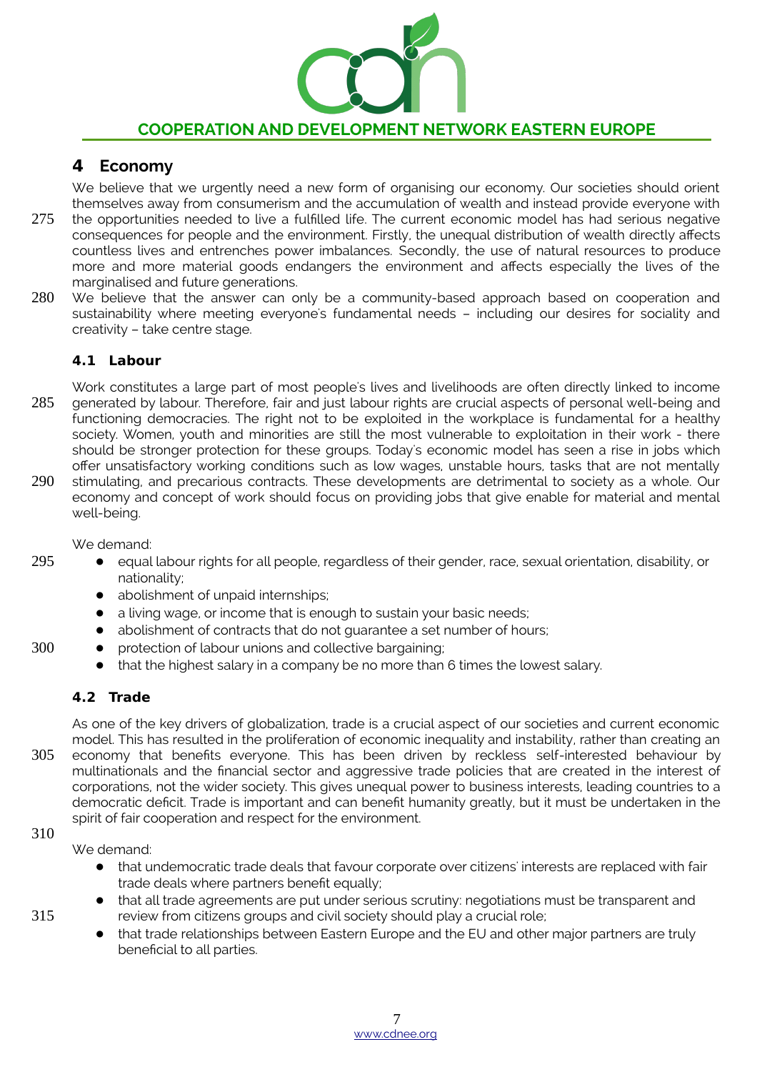## 4 Economy

We believe that we urgently need a new form of organising our economy. Our societies should orient themselves away from consumerism and the accumulation of wealth and instead provide everyone with the opportunities needed to live a fulfilled life. The current economic model has had serious negative consequences for people and the environment. Firstly, the unequal distribution of wealth directly affects countless lives and entrenches power imbalances. Secondly, the use of natural resources to produce more and more material goods endangers the environment and affects especially the lives of the marginalised and future generations.

We believe that the answer can only be a community-based approach based on cooperation and sustainability where meeting everyone's fundamental needs – including our desires for sociality and creativity – take centre stage.

### 4.1 Labour

Work constitutes a large part of most people's lives and livelihoods are often directly linked to income generated by labour. Therefore, fair and just labour rights are crucial aspects of personal well-being and functioning democracies. The right not to be exploited in the workplace is fundamental for a healthy society. Women, youth and minorities are still the most vulnerable to exploitation in their work - there should be stronger protection for these groups. Today's economic model has seen a rise in jobs which offer unsatisfactory working conditions such as low wages, unstable hours, tasks that are not mentally stimulating, and precarious contracts. These developments are detrimental to society as a whole. Our economy and concept of work should focus on providing jobs that give enable for material and mental well-being.

We demand:

- equal labour rights for all people, regardless of their gender, race, sexual orientation, disability, or nationality;
- abolishment of unpaid internships;
- a living wage, or income that is enough to sustain your basic needs;
- abolishment of contracts that do not guarantee a set number of hours;
- protection of labour unions and collective bargaining;
- that the highest salary in a company be no more than 6 times the lowest salary.

### 4.2 Trade

As one of the key drivers of globalization, trade is a crucial aspect of our societies and current economic model. This has resulted in the proliferation of economic inequality and instability, rather than creating an economy that benefits everyone. This has been driven by reckless self-interested behaviour by multinationals and the financial sector and aggressive trade policies that are created in the interest of corporations, not the wider society. This gives unequal power to business interests, leading countries to a democratic deficit. Trade is important and can benefit humanity greatly, but it must be undertaken in the spirit of fair cooperation and respect for the environment.

We demand:

- that undemocratic trade deals that favour corporate over citizens' interests are replaced with fair trade deals where partners benefit equally;
- that all trade agreements are put under serious scrutiny: negotiations must be transparent and review from citizens groups and civil society should play a crucial role;
- that trade relationships between Eastern Europe and the EU and other major partners are truly beneficial to all parties.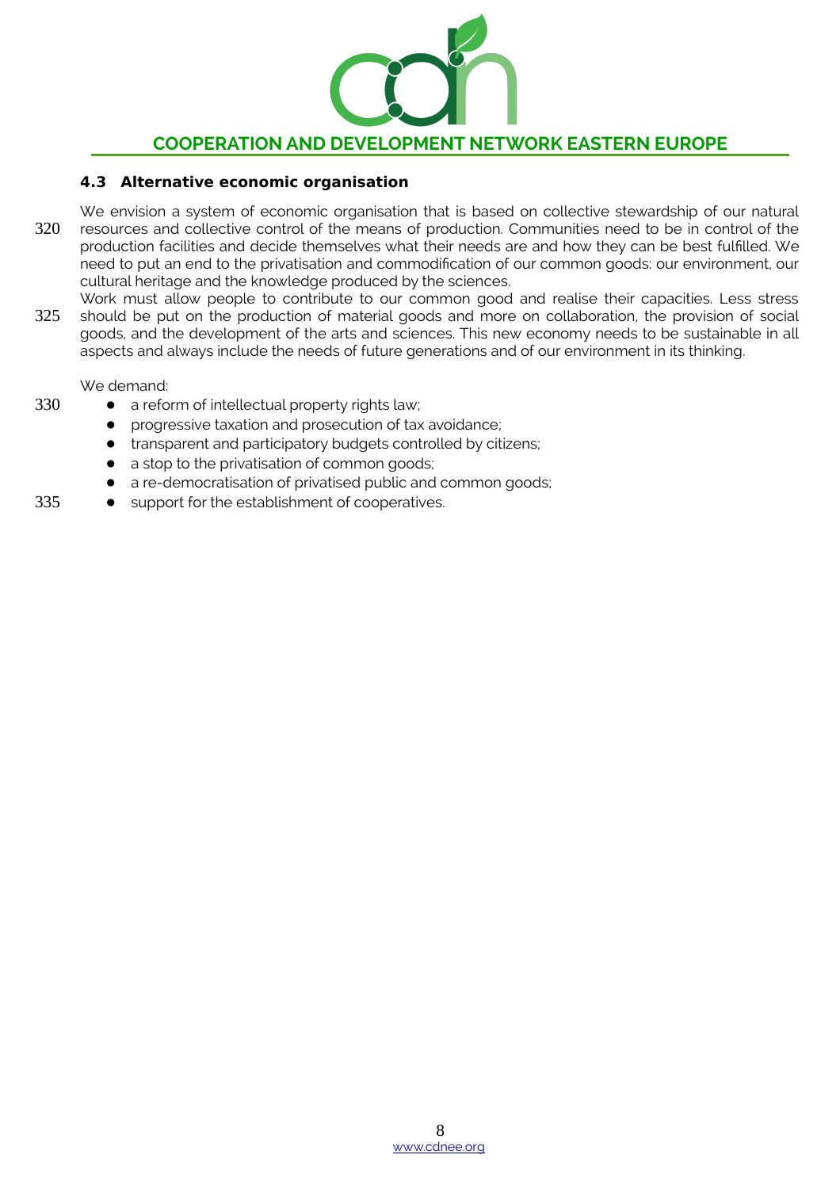### 4.3 Alternative economic organisation

We envision a system of economic organisation that is based on collective stewardship of our natural resources and collective control of the means of production. Communities need to be in control of the production facilities and decide themselves what their needs are and how they can be best fulfilled. We need to put an end to the privatisation and commodification of our common goods: our environment, our cultural heritage and the knowledge produced by the sciences.

Work must allow people to contribute to our common good and realise their capacities. Less stress should be put on the production of material goods and more on collaboration, the provision of social goods, and the development of the arts and sciences. This new economy needs to be sustainable in all aspects and always include the needs of future generations and of our environment in its thinking.

We demand:

- a reform of intellectual property rights law;
- progressive taxation and prosecution of tax avoidance;
- transparent and participatory budgets controlled by citizens;
- a stop to the privatisation of common goods;
- a re-democratisation of privatised public and common goods;
- support for the establishment of cooperatives.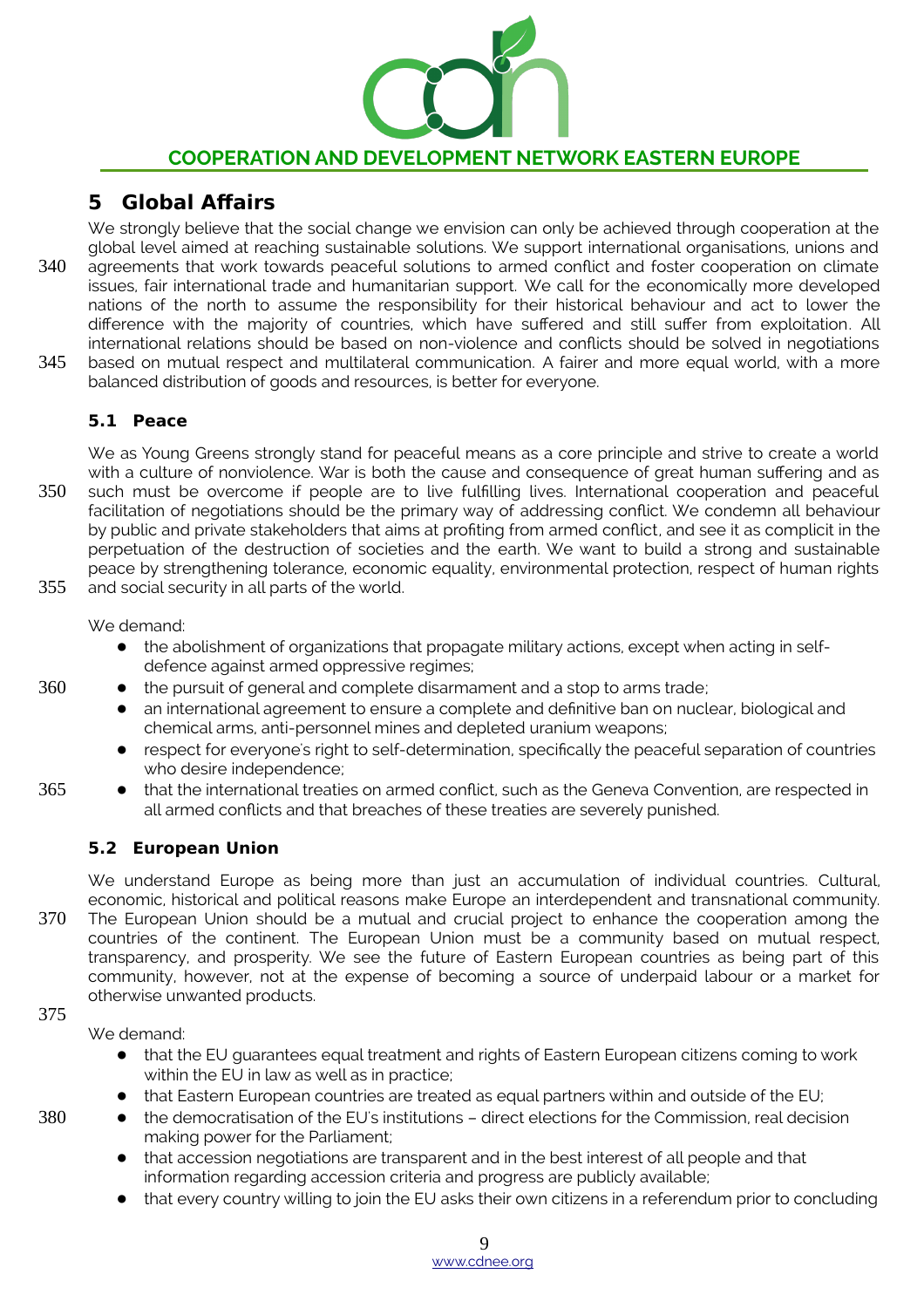## 5 Global Affairs

We strongly believe that the social change we envision can only be achieved through cooperation at the global level aimed at reaching sustainable solutions. We support international organisations, unions and agreements that work towards peaceful solutions to armed conflict and foster cooperation on climate issues, fair international trade and humanitarian support. We call for the economically more developed nations of the north to assume the responsibility for their historical behaviour and act to lower the difference with the majority of countries, which have suffered and still suffer from exploitation. All international relations should be based on non-violence and conflicts should be solved in negotiations based on mutual respect and multilateral communication. A fairer and more equal world, with a more balanced distribution of goods and resources, is better for everyone.

### 5.1 Peace

We as Young Greens strongly stand for peaceful means as a core principle and strive to create a world with a culture of nonviolence. War is both the cause and consequence of great human suffering and as such must be overcome if people are to live fulfilling lives. International cooperation and peaceful facilitation of negotiations should be the primary way of addressing conflict. We condemn all behaviour by public and private stakeholders that aims at profiting from armed conflict, and see it as complicit in the perpetuation of the destruction of societies and the earth. We want to build a strong and sustainable peace by strengthening tolerance, economic equality, environmental protection, respect of human rights and social security in all parts of the world.

We demand:

- the abolishment of organizations that propagate military actions, except when acting in self-defence against armed oppressive regimes;
- the pursuit of general and complete disarmament and a stop to arms trade;
- an international agreement to ensure a complete and definitive ban on nuclear, biological and chemical arms, anti-personnel mines and depleted uranium weapons;
- respect for everyone's right to self-determination, specifically the peaceful separation of countries who desire independence;
- that the international treaties on armed conflict, such as the Geneva Convention, are respected in all armed conflicts and that breaches of these treaties are severely punished.

### 5.2 European Union

We understand Europe as being more than just an accumulation of individual countries. Cultural, economic, historical and political reasons make Europe an interdependent and transnational community. The European Union should be a mutual and crucial project to enhance the cooperation among the countries of the continent. The European Union must be a community based on mutual respect, transparency, and prosperity. We see the future of Eastern European countries as being part of this community, however, not at the expense of becoming a source of underpaid labour or a market for otherwise unwanted products.

We demand:

- that the EU guarantees equal treatment and rights of Eastern European citizens coming to work within the EU in law as well as in practice;
- that Eastern European countries are treated as equal partners within and outside of the EU;
- the democratisation of the EU's institutions – direct elections for the Commission, real decision making power for the Parliament;
- that accession negotiations are transparent and in the best interest of all people and that information regarding accession criteria and progress are publicly available;
- that every country willing to join the EU asks their own citizens in a referendum prior to concluding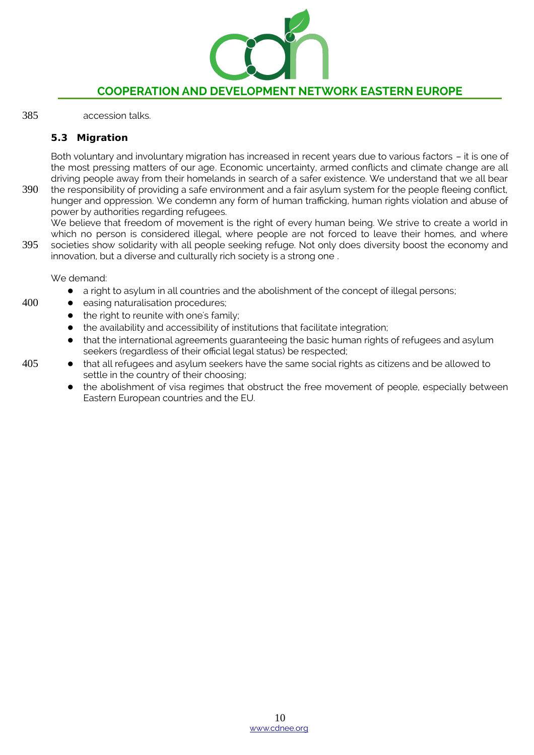accession talks.

### 5.3 Migration

Both voluntary and involuntary migration has increased in recent years due to various factors – it is one of the most pressing matters of our age. Economic uncertainty, armed conflicts and climate change are all driving people away from their homelands in search of a safer existence. We understand that we all bear the responsibility of providing a safe environment and a fair asylum system for the people fleeing conflict, hunger and oppression. We condemn any form of human trafficking, human rights violation and abuse of power by authorities regarding refugees.

We believe that freedom of movement is the right of every human being. We strive to create a world in which no person is considered illegal, where people are not forced to leave their homes, and where societies show solidarity with all people seeking refuge. Not only does diversity boost the economy and innovation, but a diverse and culturally rich society is a strong one .

We demand:

- a right to asylum in all countries and the abolishment of the concept of illegal persons;
- easing naturalisation procedures;
- the right to reunite with one's family;
- the availability and accessibility of institutions that facilitate integration;
- that the international agreements guaranteeing the basic human rights of refugees and asylum seekers (regardless of their official legal status) be respected;
- that all refugees and asylum seekers have the same social rights as citizens and be allowed to settle in the country of their choosing;
- the abolishment of visa regimes that obstruct the free movement of people, especially between Eastern European countries and the EU.